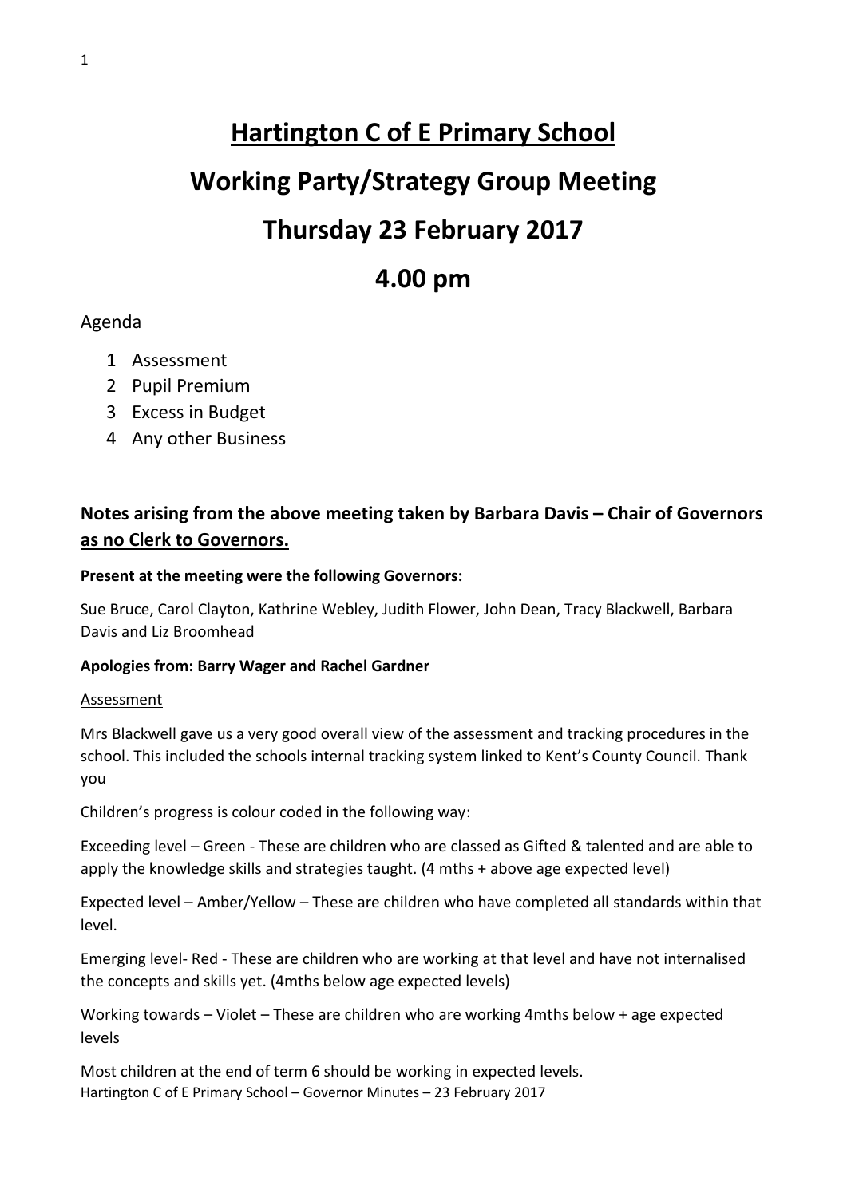# Hartington C of E Primary School

# Working Party/Strategy Group Meeting

# Thursday 23 February 2017

# 4.00 pm

Agenda

1. Assessment
2. Pupil Premium
3. Excess in Budget
4. Any other Business

## Notes arising from the above meeting taken by Barbara Davis – Chair of Governors as no Clerk to Governors.

**Present at the meeting were the following Governors:**

Sue Bruce, Carol Clayton, Kathrine Webley, Judith Flower, John Dean, Tracy Blackwell, Barbara Davis and Liz Broomhead

**Apologies from: Barry Wager and Rachel Gardner**

Assessment

Mrs Blackwell gave us a very good overall view of the assessment and tracking procedures in the school. This included the schools internal tracking system linked to Kent's County Council. Thank you

Children's progress is colour coded in the following way:

Exceeding level – Green - These are children who are classed as Gifted & talented and are able to apply the knowledge skills and strategies taught. (4 mths + above age expected level)

Expected level – Amber/Yellow – These are children who have completed all standards within that level.

Emerging level- Red - These are children who are working at that level and have not internalised the concepts and skills yet. (4mths below age expected levels)

Working towards – Violet – These are children who are working 4mths below + age expected levels

Most children at the end of term 6 should be working in expected levels.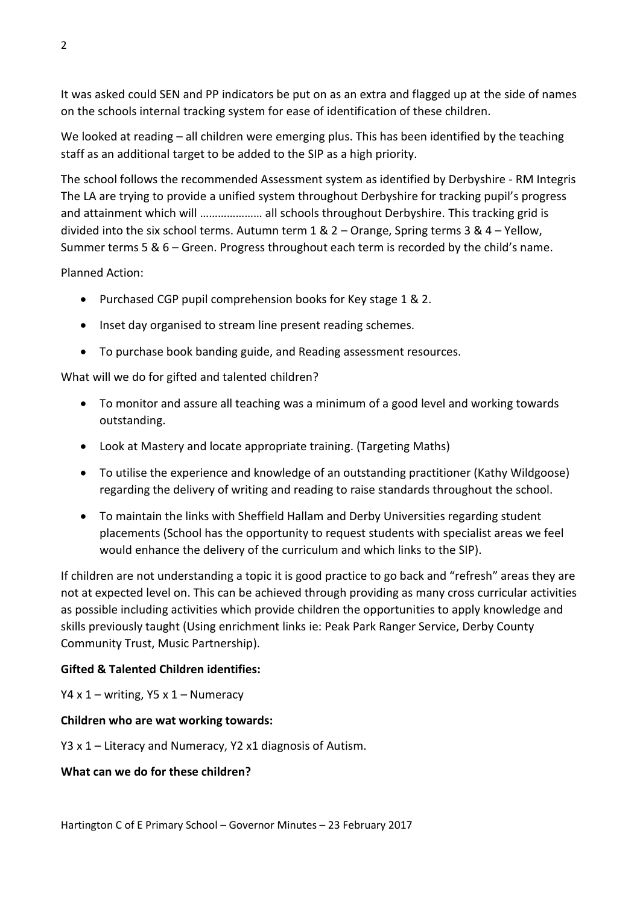It was asked could SEN and PP indicators be put on as an extra and flagged up at the side of names on the schools internal tracking system for ease of identification of these children.

We looked at reading – all children were emerging plus. This has been identified by the teaching staff as an additional target to be added to the SIP as a high priority.

The school follows the recommended Assessment system as identified by Derbyshire - RM Integris The LA are trying to provide a unified system throughout Derbyshire for tracking pupil's progress and attainment which will ………………… all schools throughout Derbyshire. This tracking grid is divided into the six school terms. Autumn term 1 & 2 – Orange, Spring terms 3 & 4 – Yellow, Summer terms 5 & 6 – Green. Progress throughout each term is recorded by the child's name.

Planned Action:

- Purchased CGP pupil comprehension books for Key stage 1 & 2.
- Inset day organised to stream line present reading schemes.
- To purchase book banding guide, and Reading assessment resources.

What will we do for gifted and talented children?

- To monitor and assure all teaching was a minimum of a good level and working towards outstanding.
- Look at Mastery and locate appropriate training. (Targeting Maths)
- To utilise the experience and knowledge of an outstanding practitioner (Kathy Wildgoose) regarding the delivery of writing and reading to raise standards throughout the school.
- To maintain the links with Sheffield Hallam and Derby Universities regarding student placements (School has the opportunity to request students with specialist areas we feel would enhance the delivery of the curriculum and which links to the SIP).

If children are not understanding a topic it is good practice to go back and "refresh" areas they are not at expected level on. This can be achieved through providing as many cross curricular activities as possible including activities which provide children the opportunities to apply knowledge and skills previously taught (Using enrichment links ie: Peak Park Ranger Service, Derby County Community Trust, Music Partnership).

**Gifted & Talented Children identifies:**

Y4 x 1 – writing, Y5 x 1 – Numeracy

**Children who are wat working towards:**

Y3 x 1 – Literacy and Numeracy, Y2 x1 diagnosis of Autism.

**What can we do for these children?**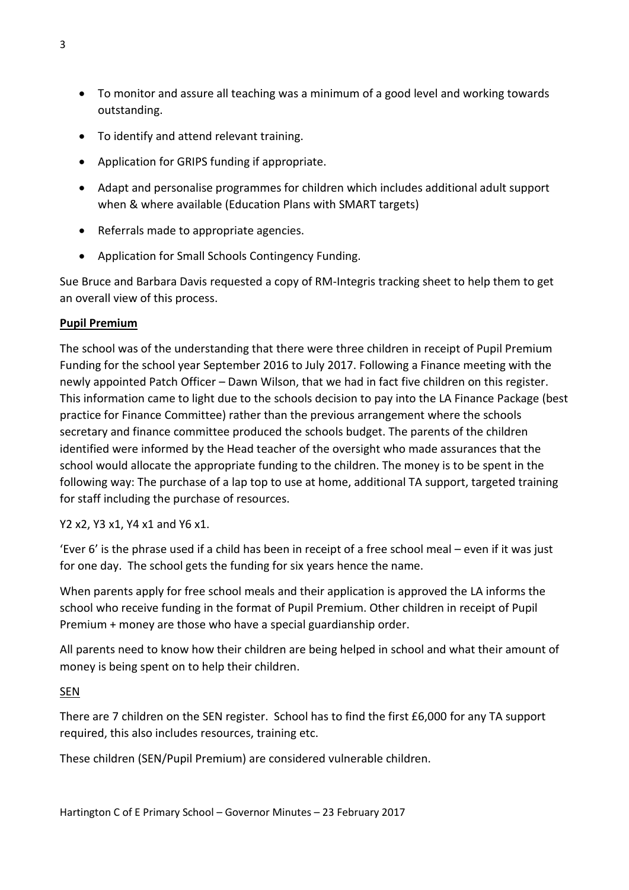- To monitor and assure all teaching was a minimum of a good level and working towards outstanding.
- To identify and attend relevant training.
- Application for GRIPS funding if appropriate.
- Adapt and personalise programmes for children which includes additional adult support when & where available (Education Plans with SMART targets)
- Referrals made to appropriate agencies.
- Application for Small Schools Contingency Funding.

Sue Bruce and Barbara Davis requested a copy of RM-Integris tracking sheet to help them to get an overall view of this process.

**Pupil Premium**

The school was of the understanding that there were three children in receipt of Pupil Premium Funding for the school year September 2016 to July 2017. Following a Finance meeting with the newly appointed Patch Officer – Dawn Wilson, that we had in fact five children on this register. This information came to light due to the schools decision to pay into the LA Finance Package (best practice for Finance Committee) rather than the previous arrangement where the schools secretary and finance committee produced the schools budget. The parents of the children identified were informed by the Head teacher of the oversight who made assurances that the school would allocate the appropriate funding to the children. The money is to be spent in the following way: The purchase of a lap top to use at home, additional TA support, targeted training for staff including the purchase of resources.

Y2 x2, Y3 x1, Y4 x1 and Y6 x1.

'Ever 6' is the phrase used if a child has been in receipt of a free school meal – even if it was just for one day. The school gets the funding for six years hence the name.

When parents apply for free school meals and their application is approved the LA informs the school who receive funding in the format of Pupil Premium. Other children in receipt of Pupil Premium + money are those who have a special guardianship order.

All parents need to know how their children are being helped in school and what their amount of money is being spent on to help their children.

SEN

There are 7 children on the SEN register. School has to find the first £6,000 for any TA support required, this also includes resources, training etc.

These children (SEN/Pupil Premium) are considered vulnerable children.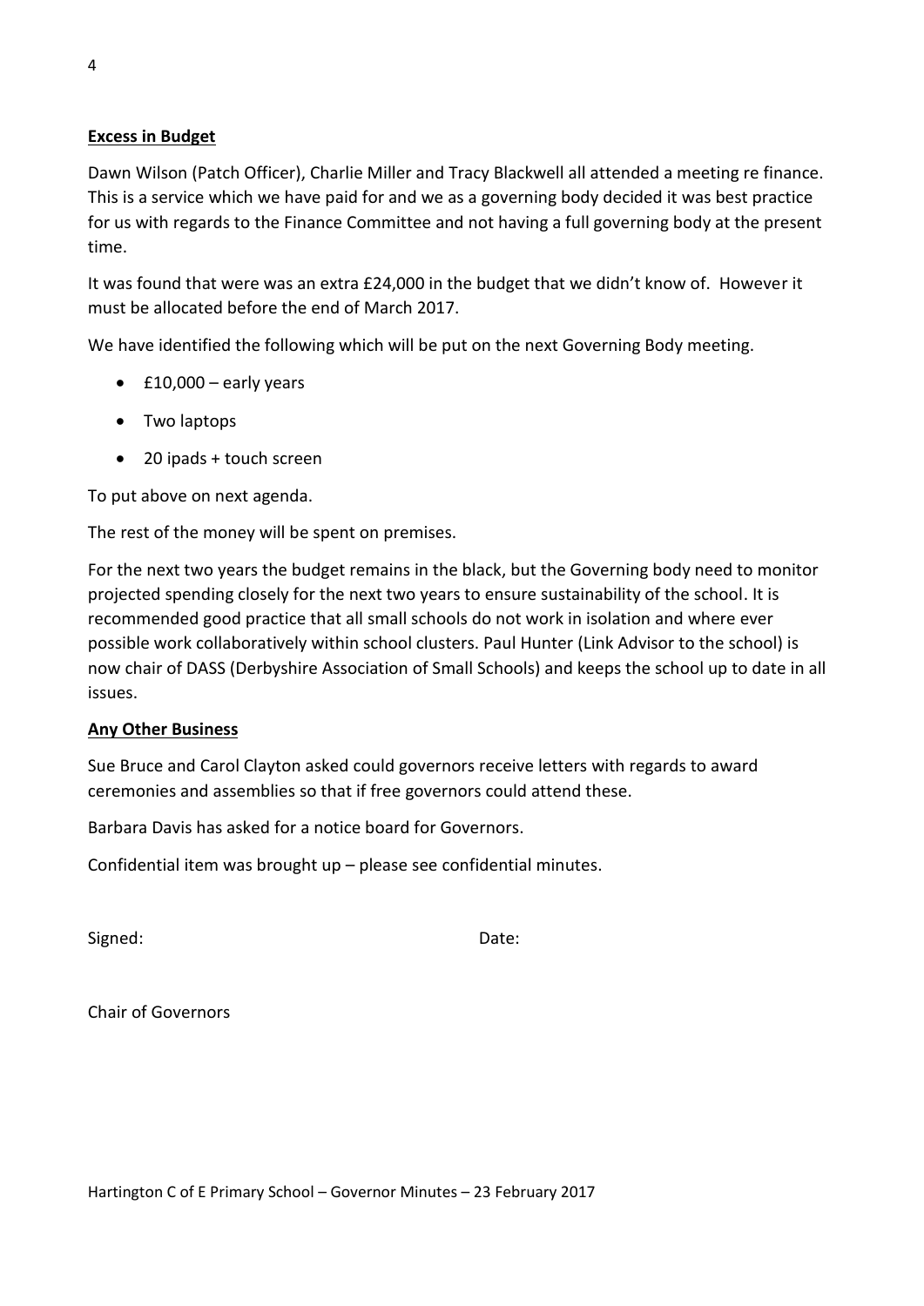**Excess in Budget**

Dawn Wilson (Patch Officer), Charlie Miller and Tracy Blackwell all attended a meeting re finance. This is a service which we have paid for and we as a governing body decided it was best practice for us with regards to the Finance Committee and not having a full governing body at the present time.

It was found that were was an extra £24,000 in the budget that we didn't know of. However it must be allocated before the end of March 2017.

We have identified the following which will be put on the next Governing Body meeting.

- £10,000 – early years
- Two laptops
- 20 ipads + touch screen

To put above on next agenda.

The rest of the money will be spent on premises.

For the next two years the budget remains in the black, but the Governing body need to monitor projected spending closely for the next two years to ensure sustainability of the school. It is recommended good practice that all small schools do not work in isolation and where ever possible work collaboratively within school clusters. Paul Hunter (Link Advisor to the school) is now chair of DASS (Derbyshire Association of Small Schools) and keeps the school up to date in all issues.

**Any Other Business**

Sue Bruce and Carol Clayton asked could governors receive letters with regards to award ceremonies and assemblies so that if free governors could attend these.

Barbara Davis has asked for a notice board for Governors.

Confidential item was brought up – please see confidential minutes.

Signed: Date:

Chair of Governors